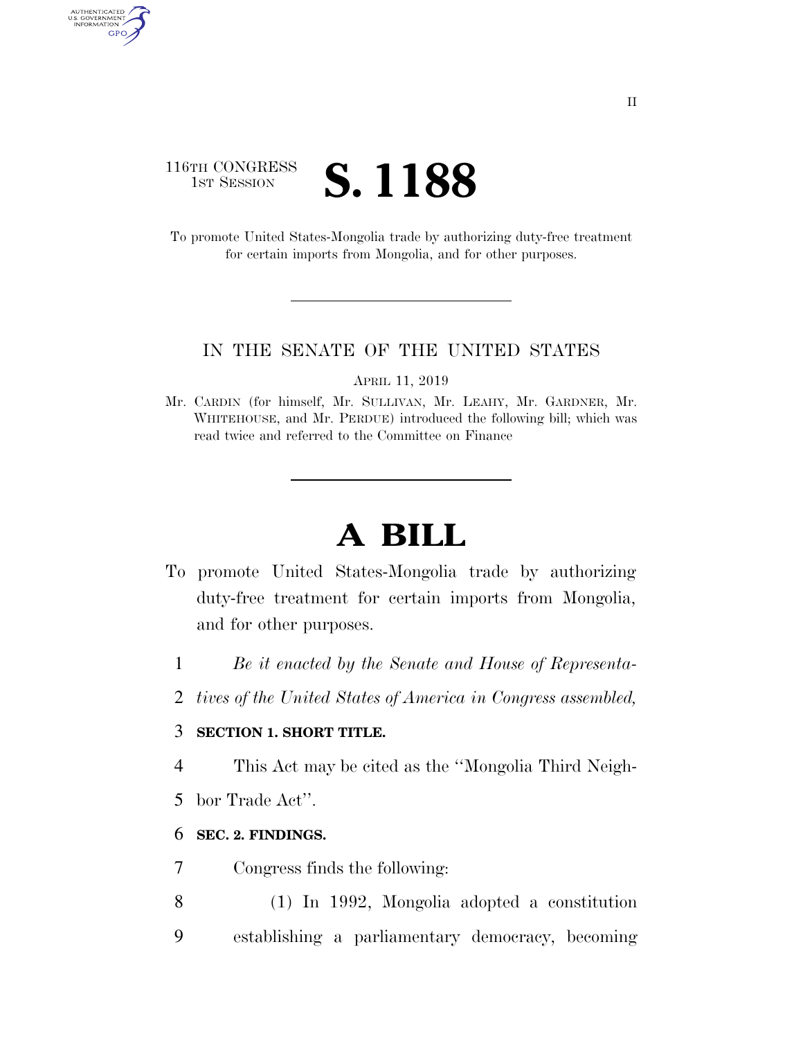116TH CONGRESS
1ST SESSION

# S. 1188

To promote United States-Mongolia trade by authorizing duty-free treatment for certain imports from Mongolia, and for other purposes.

---

IN THE SENATE OF THE UNITED STATES

APRIL 11, 2019

Mr. CARDIN (for himself, Mr. SULLIVAN, Mr. LEAHY, Mr. GARDNER, Mr. WHITEHOUSE, and Mr. PERDUE) introduced the following bill; which was read twice and referred to the Committee on Finance

---

# A BILL

To promote United States-Mongolia trade by authorizing duty-free treatment for certain imports from Mongolia, and for other purposes.

1 *Be it enacted by the Senate and House of Representa-*
2 *tives of the United States of America in Congress assembled,*

3 **SECTION 1. SHORT TITLE.**

4 This Act may be cited as the ''Mongolia Third Neigh-
5 bor Trade Act''.

6 **SEC. 2. FINDINGS.**

7 Congress finds the following:

8 (1) In 1992, Mongolia adopted a constitution
9 establishing a parliamentary democracy, becoming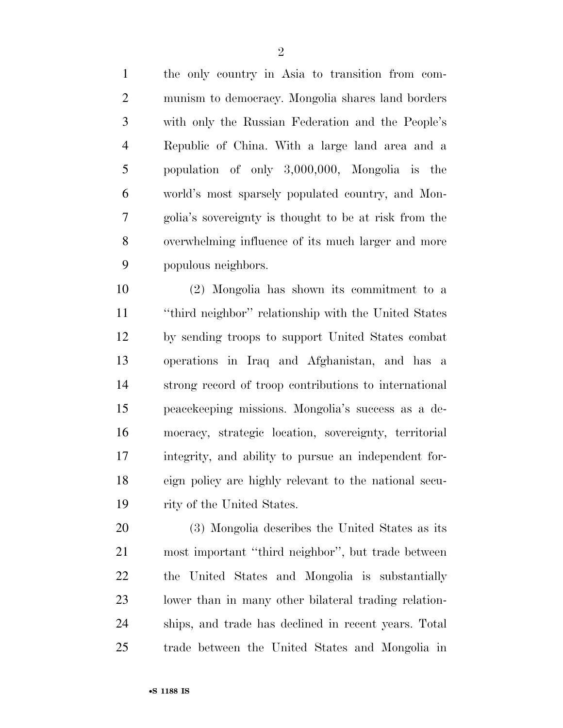the only country in Asia to transition from communism to democracy. Mongolia shares land borders with only the Russian Federation and the People's Republic of China. With a large land area and a population of only 3,000,000, Mongolia is the world's most sparsely populated country, and Mongolia's sovereignty is thought to be at risk from the overwhelming influence of its much larger and more populous neighbors.

(2) Mongolia has shown its commitment to a "third neighbor" relationship with the United States by sending troops to support United States combat operations in Iraq and Afghanistan, and has a strong record of troop contributions to international peacekeeping missions. Mongolia's success as a democracy, strategic location, sovereignty, territorial integrity, and ability to pursue an independent foreign policy are highly relevant to the national security of the United States.

(3) Mongolia describes the United States as its most important "third neighbor", but trade between the United States and Mongolia is substantially lower than in many other bilateral trading relationships, and trade has declined in recent years. Total trade between the United States and Mongolia in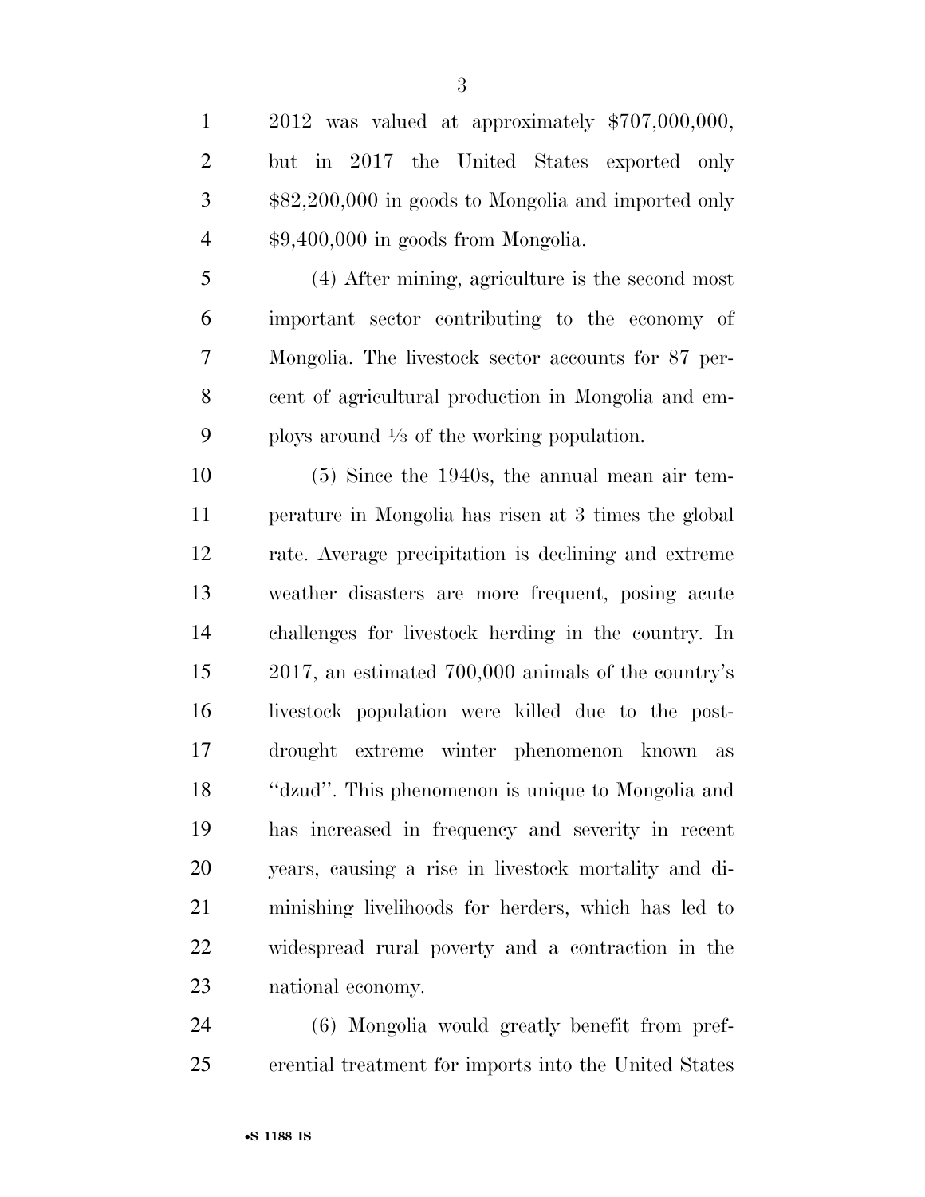2012 was valued at approximately $707,000,000, but in 2017 the United States exported only $82,200,000 in goods to Mongolia and imported only $9,400,000 in goods from Mongolia.

(4) After mining, agriculture is the second most important sector contributing to the economy of Mongolia. The livestock sector accounts for 87 percent of agricultural production in Mongolia and employs around ⅓ of the working population.

(5) Since the 1940s, the annual mean air temperature in Mongolia has risen at 3 times the global rate. Average precipitation is declining and extreme weather disasters are more frequent, posing acute challenges for livestock herding in the country. In 2017, an estimated 700,000 animals of the country's livestock population were killed due to the post-drought extreme winter phenomenon known as ''dzud''. This phenomenon is unique to Mongolia and has increased in frequency and severity in recent years, causing a rise in livestock mortality and diminishing livelihoods for herders, which has led to widespread rural poverty and a contraction in the national economy.

(6) Mongolia would greatly benefit from preferential treatment for imports into the United States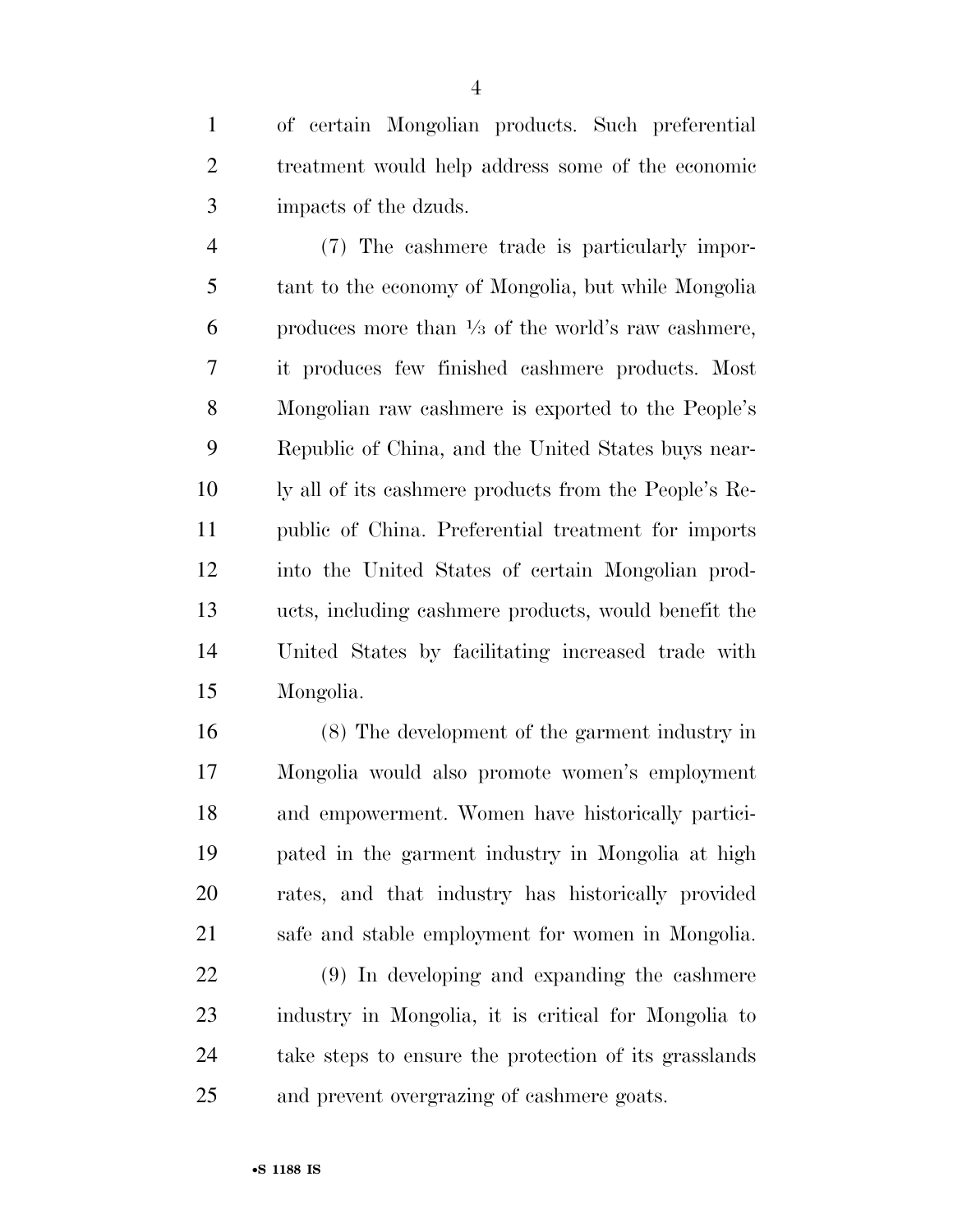of certain Mongolian products. Such preferential treatment would help address some of the economic impacts of the dzuds.

(7) The cashmere trade is particularly important to the economy of Mongolia, but while Mongolia produces more than ⅓ of the world's raw cashmere, it produces few finished cashmere products. Most Mongolian raw cashmere is exported to the People's Republic of China, and the United States buys nearly all of its cashmere products from the People's Republic of China. Preferential treatment for imports into the United States of certain Mongolian products, including cashmere products, would benefit the United States by facilitating increased trade with Mongolia.

(8) The development of the garment industry in Mongolia would also promote women's employment and empowerment. Women have historically participated in the garment industry in Mongolia at high rates, and that industry has historically provided safe and stable employment for women in Mongolia.

(9) In developing and expanding the cashmere industry in Mongolia, it is critical for Mongolia to take steps to ensure the protection of its grasslands and prevent overgrazing of cashmere goats.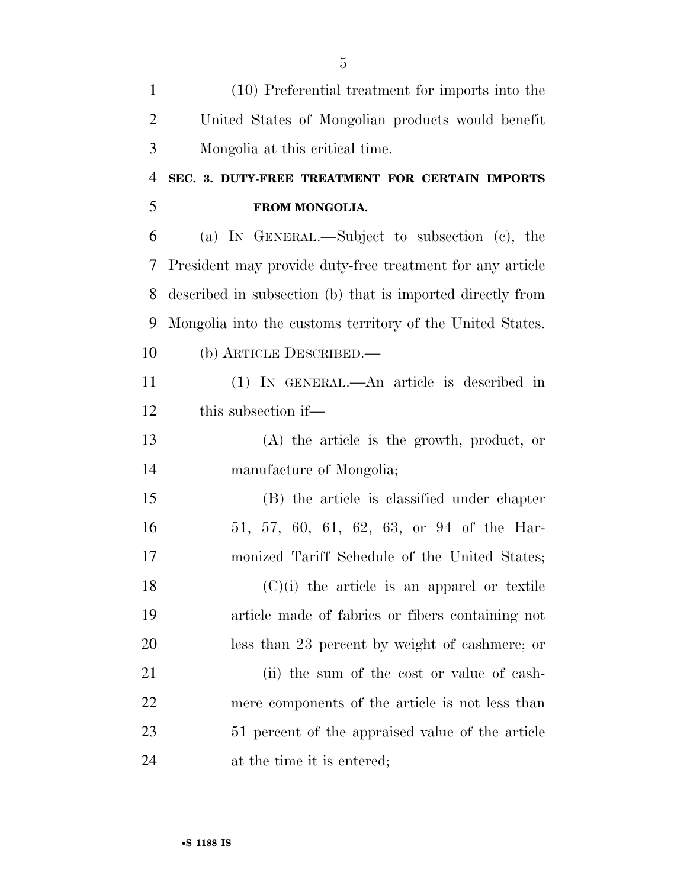(10) Preferential treatment for imports into the United States of Mongolian products would benefit Mongolia at this critical time.

### SEC. 3. DUTY-FREE TREATMENT FOR CERTAIN IMPORTS FROM MONGOLIA.

(a) IN GENERAL.—Subject to subsection (c), the President may provide duty-free treatment for any article described in subsection (b) that is imported directly from Mongolia into the customs territory of the United States.

(b) ARTICLE DESCRIBED.—

(1) IN GENERAL.—An article is described in this subsection if—

(A) the article is the growth, product, or manufacture of Mongolia;

(B) the article is classified under chapter 51, 57, 60, 61, 62, 63, or 94 of the Harmonized Tariff Schedule of the United States;

(C)(i) the article is an apparel or textile article made of fabrics or fibers containing not less than 23 percent by weight of cashmere; or

(ii) the sum of the cost or value of cashmere components of the article is not less than 51 percent of the appraised value of the article at the time it is entered;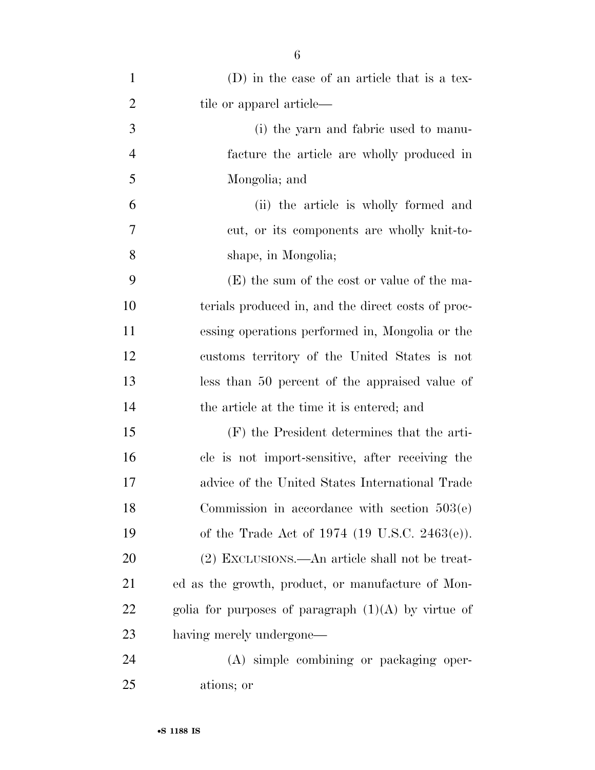(D) in the case of an article that is a textile or apparel article—

(i) the yarn and fabric used to manufacture the article are wholly produced in Mongolia; and

(ii) the article is wholly formed and cut, or its components are wholly knit-to-shape, in Mongolia;

(E) the sum of the cost or value of the materials produced in, and the direct costs of processing operations performed in, Mongolia or the customs territory of the United States is not less than 50 percent of the appraised value of the article at the time it is entered; and

(F) the President determines that the article is not import-sensitive, after receiving the advice of the United States International Trade Commission in accordance with section 503(e) of the Trade Act of 1974 (19 U.S.C. 2463(e)).

(2) EXCLUSIONS.—An article shall not be treated as the growth, product, or manufacture of Mongolia for purposes of paragraph (1)(A) by virtue of having merely undergone—

(A) simple combining or packaging operations; or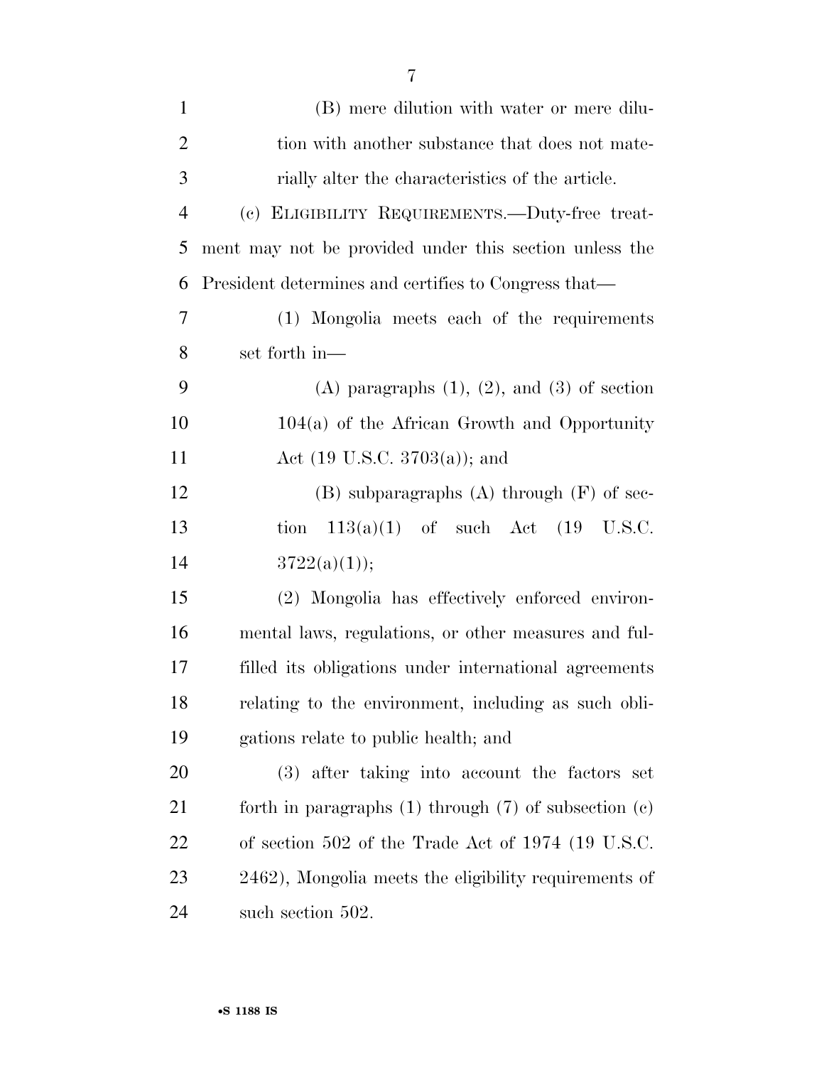(B) mere dilution with water or mere dilution with another substance that does not materially alter the characteristics of the article.

(c) ELIGIBILITY REQUIREMENTS.—Duty-free treatment may not be provided under this section unless the President determines and certifies to Congress that—

(1) Mongolia meets each of the requirements set forth in—

(A) paragraphs (1), (2), and (3) of section 104(a) of the African Growth and Opportunity Act (19 U.S.C. 3703(a)); and

(B) subparagraphs (A) through (F) of section 113(a)(1) of such Act (19 U.S.C. 3722(a)(1));

(2) Mongolia has effectively enforced environmental laws, regulations, or other measures and fulfilled its obligations under international agreements relating to the environment, including as such obligations relate to public health; and

(3) after taking into account the factors set forth in paragraphs (1) through (7) of subsection (c) of section 502 of the Trade Act of 1974 (19 U.S.C. 2462), Mongolia meets the eligibility requirements of such section 502.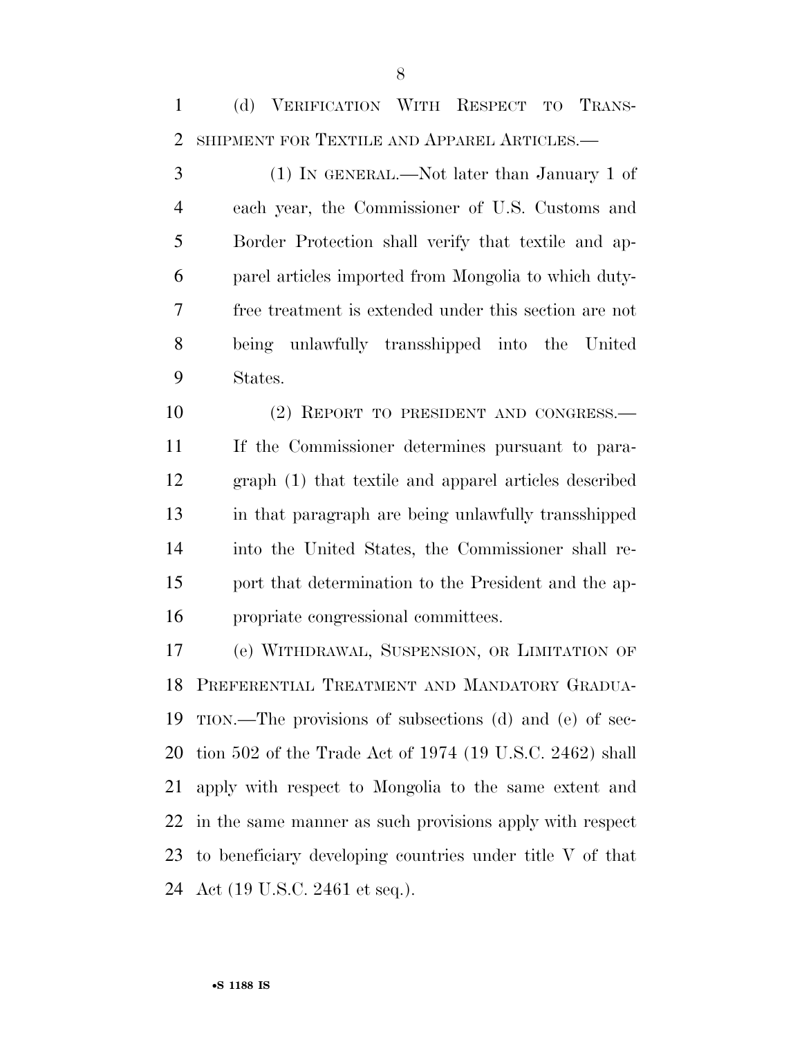(d) VERIFICATION WITH RESPECT TO TRANSSHIPMENT FOR TEXTILE AND APPAREL ARTICLES.—

(1) IN GENERAL.—Not later than January 1 of each year, the Commissioner of U.S. Customs and Border Protection shall verify that textile and apparel articles imported from Mongolia to which duty-free treatment is extended under this section are not being unlawfully transshipped into the United States.

(2) REPORT TO PRESIDENT AND CONGRESS.—If the Commissioner determines pursuant to paragraph (1) that textile and apparel articles described in that paragraph are being unlawfully transshipped into the United States, the Commissioner shall report that determination to the President and the appropriate congressional committees.

(e) WITHDRAWAL, SUSPENSION, OR LIMITATION OF PREFERENTIAL TREATMENT AND MANDATORY GRADUATION.—The provisions of subsections (d) and (e) of section 502 of the Trade Act of 1974 (19 U.S.C. 2462) shall apply with respect to Mongolia to the same extent and in the same manner as such provisions apply with respect to beneficiary developing countries under title V of that Act (19 U.S.C. 2461 et seq.).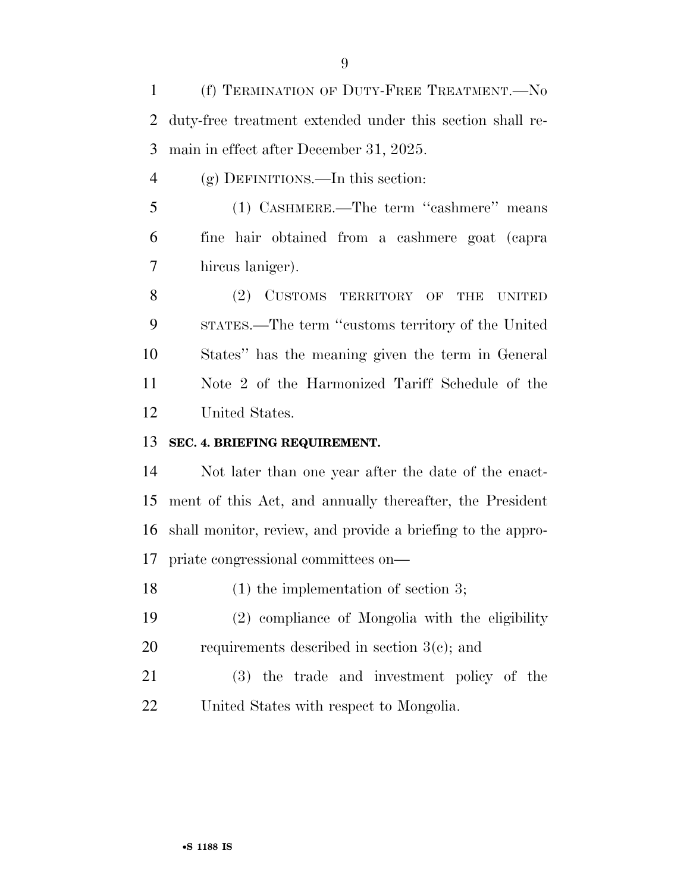(f) TERMINATION OF DUTY-FREE TREATMENT.—No duty-free treatment extended under this section shall remain in effect after December 31, 2025.

(g) DEFINITIONS.—In this section:

(1) CASHMERE.—The term ''cashmere'' means fine hair obtained from a cashmere goat (capra hircus laniger).

(2) CUSTOMS TERRITORY OF THE UNITED STATES.—The term ''customs territory of the United States'' has the meaning given the term in General Note 2 of the Harmonized Tariff Schedule of the United States.

**SEC. 4. BRIEFING REQUIREMENT.**

Not later than one year after the date of the enactment of this Act, and annually thereafter, the President shall monitor, review, and provide a briefing to the appropriate congressional committees on—

(1) the implementation of section 3;

(2) compliance of Mongolia with the eligibility requirements described in section 3(c); and

(3) the trade and investment policy of the United States with respect to Mongolia.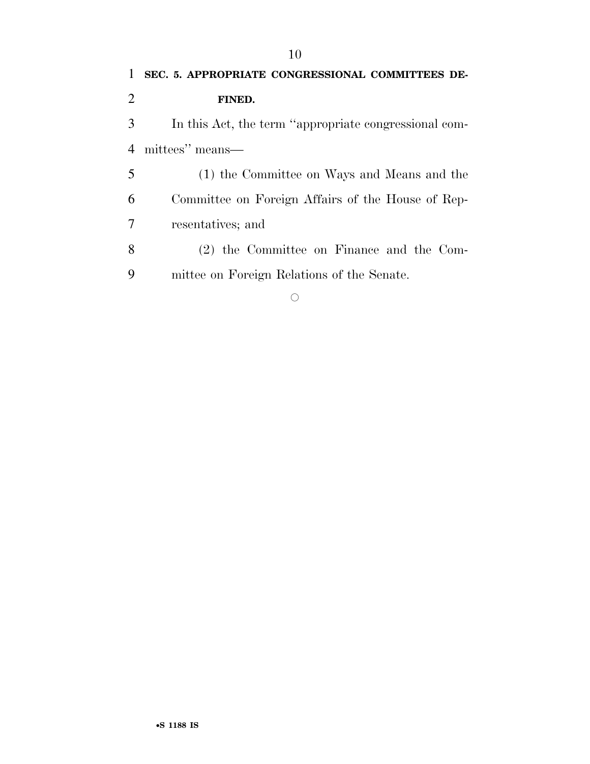**SEC. 5. APPROPRIATE CONGRESSIONAL COMMITTEES DEFINED.**

In this Act, the term ''appropriate congressional committees'' means—

(1) the Committee on Ways and Means and the Committee on Foreign Affairs of the House of Representatives; and

(2) the Committee on Finance and the Committee on Foreign Relations of the Senate.